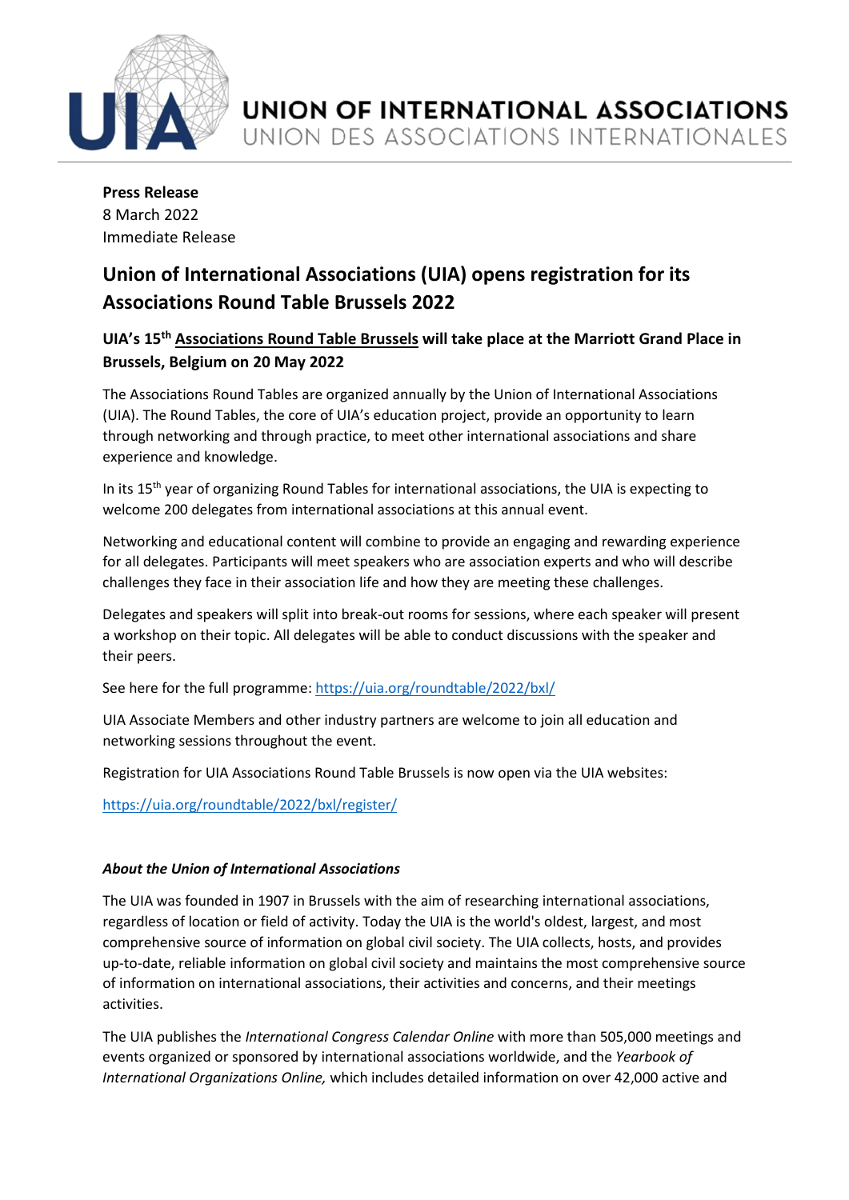**UNION OF INTERNATIONAL ASSOCIATIONS**
UNION DES ASSOCIATIONS INTERNATIONALES

**Press Release**
8 March 2022
Immediate Release

# Union of International Associations (UIA) opens registration for its Associations Round Table Brussels 2022

## UIA's 15th Associations Round Table Brussels will take place at the Marriott Grand Place in Brussels, Belgium on 20 May 2022

The Associations Round Tables are organized annually by the Union of International Associations (UIA). The Round Tables, the core of UIA's education project, provide an opportunity to learn through networking and through practice, to meet other international associations and share experience and knowledge.

In its 15th year of organizing Round Tables for international associations, the UIA is expecting to welcome 200 delegates from international associations at this annual event.

Networking and educational content will combine to provide an engaging and rewarding experience for all delegates. Participants will meet speakers who are association experts and who will describe challenges they face in their association life and how they are meeting these challenges.

Delegates and speakers will split into break-out rooms for sessions, where each speaker will present a workshop on their topic. All delegates will be able to conduct discussions with the speaker and their peers.

See here for the full programme: https://uia.org/roundtable/2022/bxl/

UIA Associate Members and other industry partners are welcome to join all education and networking sessions throughout the event.

Registration for UIA Associations Round Table Brussels is now open via the UIA websites:

https://uia.org/roundtable/2022/bxl/register/

### *About the Union of International Associations*

The UIA was founded in 1907 in Brussels with the aim of researching international associations, regardless of location or field of activity. Today the UIA is the world's oldest, largest, and most comprehensive source of information on global civil society. The UIA collects, hosts, and provides up-to-date, reliable information on global civil society and maintains the most comprehensive source of information on international associations, their activities and concerns, and their meetings activities.

The UIA publishes the *International Congress Calendar Online* with more than 505,000 meetings and events organized or sponsored by international associations worldwide, and the *Yearbook of International Organizations Online,* which includes detailed information on over 42,000 active and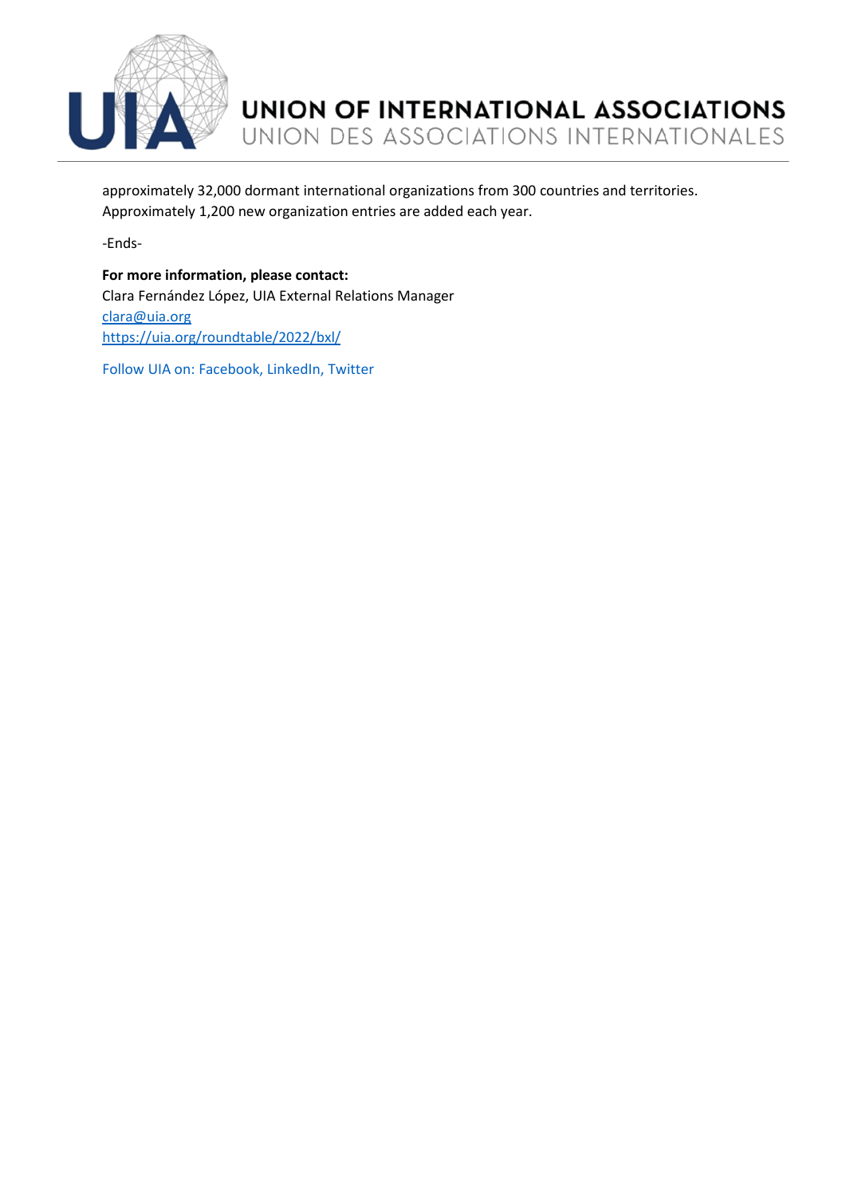approximately 32,000 dormant international organizations from 300 countries and territories. Approximately 1,200 new organization entries are added each year.

-Ends-

**For more information, please contact:**
Clara Fernández López, UIA External Relations Manager
clara@uia.org
https://uia.org/roundtable/2022/bxl/

Follow UIA on: Facebook, LinkedIn, Twitter